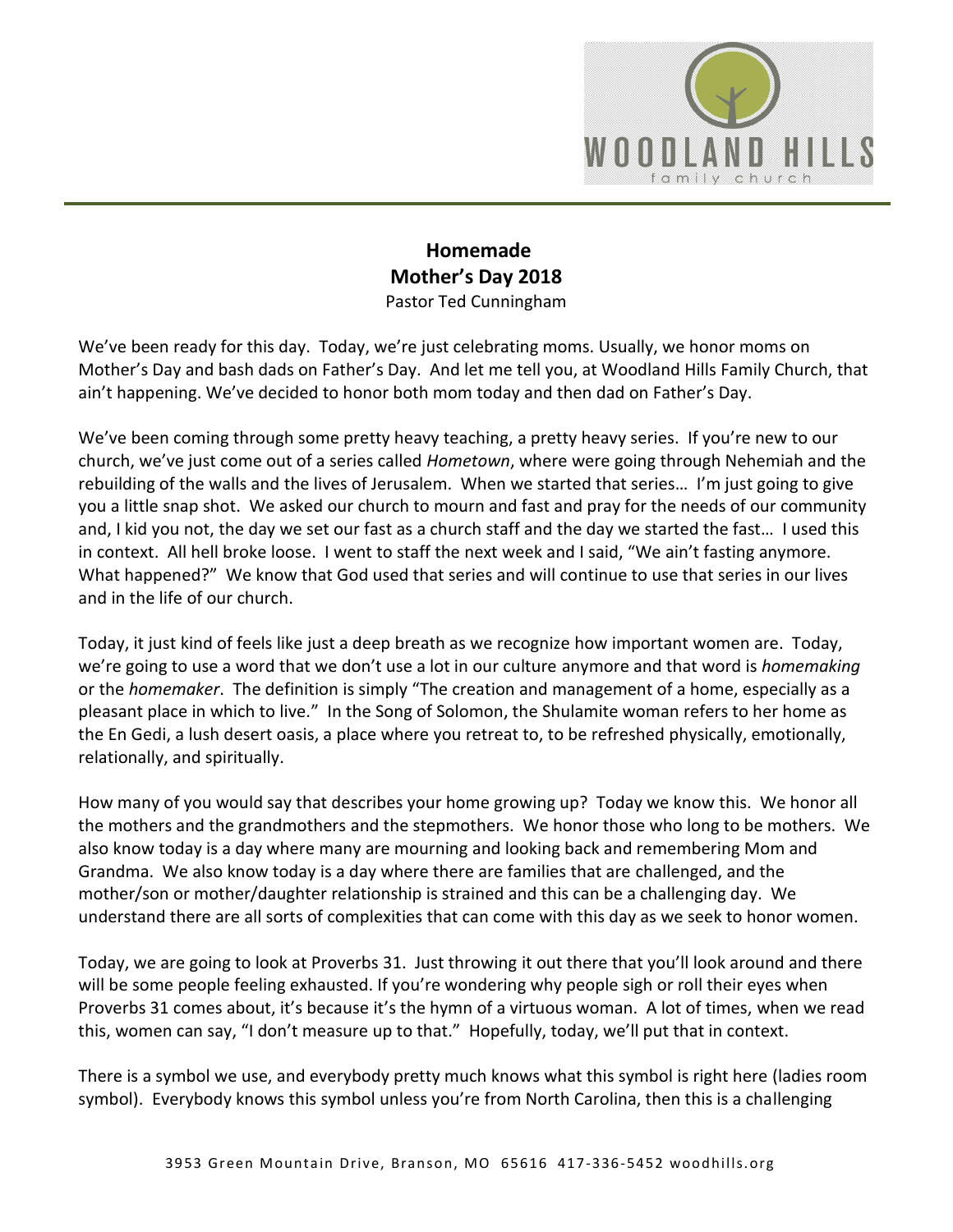# Homemade
## Mother's Day 2018
Pastor Ted Cunningham

We've been ready for this day. Today, we're just celebrating moms. Usually, we honor moms on Mother's Day and bash dads on Father's Day. And let me tell you, at Woodland Hills Family Church, that ain't happening. We've decided to honor both mom today and then dad on Father's Day.

We've been coming through some pretty heavy teaching, a pretty heavy series. If you're new to our church, we've just come out of a series called *Hometown*, where were going through Nehemiah and the rebuilding of the walls and the lives of Jerusalem. When we started that series… I'm just going to give you a little snap shot. We asked our church to mourn and fast and pray for the needs of our community and, I kid you not, the day we set our fast as a church staff and the day we started the fast… I used this in context. All hell broke loose. I went to staff the next week and I said, "We ain't fasting anymore. What happened?" We know that God used that series and will continue to use that series in our lives and in the life of our church.

Today, it just kind of feels like just a deep breath as we recognize how important women are. Today, we're going to use a word that we don't use a lot in our culture anymore and that word is *homemaking* or the *homemaker*. The definition is simply "The creation and management of a home, especially as a pleasant place in which to live." In the Song of Solomon, the Shulamite woman refers to her home as the En Gedi, a lush desert oasis, a place where you retreat to, to be refreshed physically, emotionally, relationally, and spiritually.

How many of you would say that describes your home growing up? Today we know this. We honor all the mothers and the grandmothers and the stepmothers. We honor those who long to be mothers. We also know today is a day where many are mourning and looking back and remembering Mom and Grandma. We also know today is a day where there are families that are challenged, and the mother/son or mother/daughter relationship is strained and this can be a challenging day. We understand there are all sorts of complexities that can come with this day as we seek to honor women.

Today, we are going to look at Proverbs 31. Just throwing it out there that you'll look around and there will be some people feeling exhausted. If you're wondering why people sigh or roll their eyes when Proverbs 31 comes about, it's because it's the hymn of a virtuous woman. A lot of times, when we read this, women can say, "I don't measure up to that." Hopefully, today, we'll put that in context.

There is a symbol we use, and everybody pretty much knows what this symbol is right here (ladies room symbol). Everybody knows this symbol unless you're from North Carolina, then this is a challenging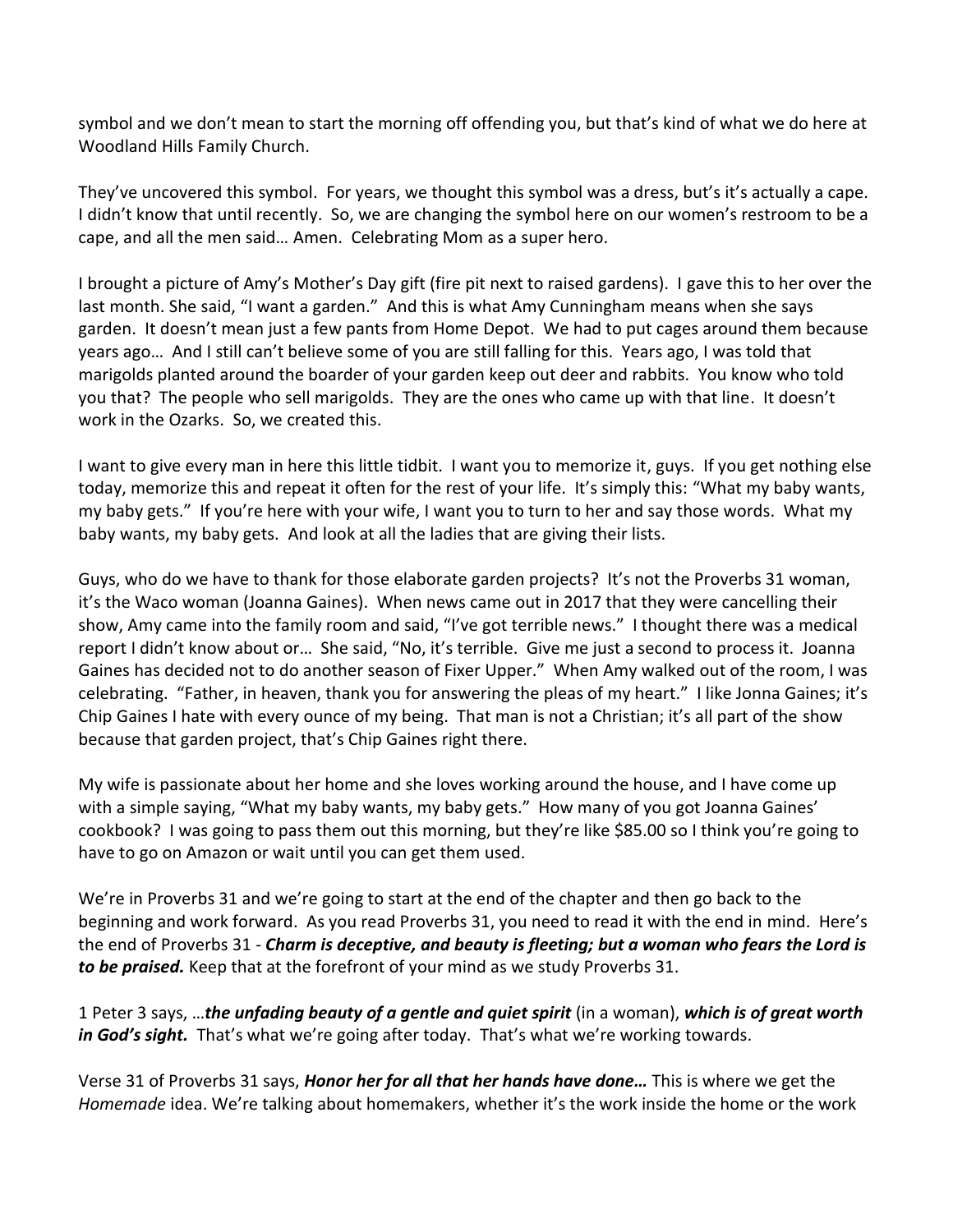symbol and we don't mean to start the morning off offending you, but that's kind of what we do here at Woodland Hills Family Church.

They've uncovered this symbol. For years, we thought this symbol was a dress, but's it's actually a cape. I didn't know that until recently. So, we are changing the symbol here on our women's restroom to be a cape, and all the men said… Amen. Celebrating Mom as a super hero.

I brought a picture of Amy's Mother's Day gift (fire pit next to raised gardens). I gave this to her over the last month. She said, "I want a garden." And this is what Amy Cunningham means when she says garden. It doesn't mean just a few pants from Home Depot. We had to put cages around them because years ago… And I still can't believe some of you are still falling for this. Years ago, I was told that marigolds planted around the boarder of your garden keep out deer and rabbits. You know who told you that? The people who sell marigolds. They are the ones who came up with that line. It doesn't work in the Ozarks. So, we created this.

I want to give every man in here this little tidbit. I want you to memorize it, guys. If you get nothing else today, memorize this and repeat it often for the rest of your life. It's simply this: "What my baby wants, my baby gets." If you're here with your wife, I want you to turn to her and say those words. What my baby wants, my baby gets. And look at all the ladies that are giving their lists.

Guys, who do we have to thank for those elaborate garden projects? It's not the Proverbs 31 woman, it's the Waco woman (Joanna Gaines). When news came out in 2017 that they were cancelling their show, Amy came into the family room and said, "I've got terrible news." I thought there was a medical report I didn't know about or… She said, "No, it's terrible. Give me just a second to process it. Joanna Gaines has decided not to do another season of Fixer Upper." When Amy walked out of the room, I was celebrating. "Father, in heaven, thank you for answering the pleas of my heart." I like Jonna Gaines; it's Chip Gaines I hate with every ounce of my being. That man is not a Christian; it's all part of the show because that garden project, that's Chip Gaines right there.

My wife is passionate about her home and she loves working around the house, and I have come up with a simple saying, "What my baby wants, my baby gets." How many of you got Joanna Gaines' cookbook? I was going to pass them out this morning, but they're like $85.00 so I think you're going to have to go on Amazon or wait until you can get them used.

We're in Proverbs 31 and we're going to start at the end of the chapter and then go back to the beginning and work forward. As you read Proverbs 31, you need to read it with the end in mind. Here's the end of Proverbs 31 - ***Charm is deceptive, and beauty is fleeting; but a woman who fears the Lord is to be praised.*** Keep that at the forefront of your mind as we study Proverbs 31.

1 Peter 3 says, …***the unfading beauty of a gentle and quiet spirit*** (in a woman), ***which is of great worth in God's sight.*** That's what we're going after today. That's what we're working towards.

Verse 31 of Proverbs 31 says, ***Honor her for all that her hands have done…*** This is where we get the *Homemade* idea. We're talking about homemakers, whether it's the work inside the home or the work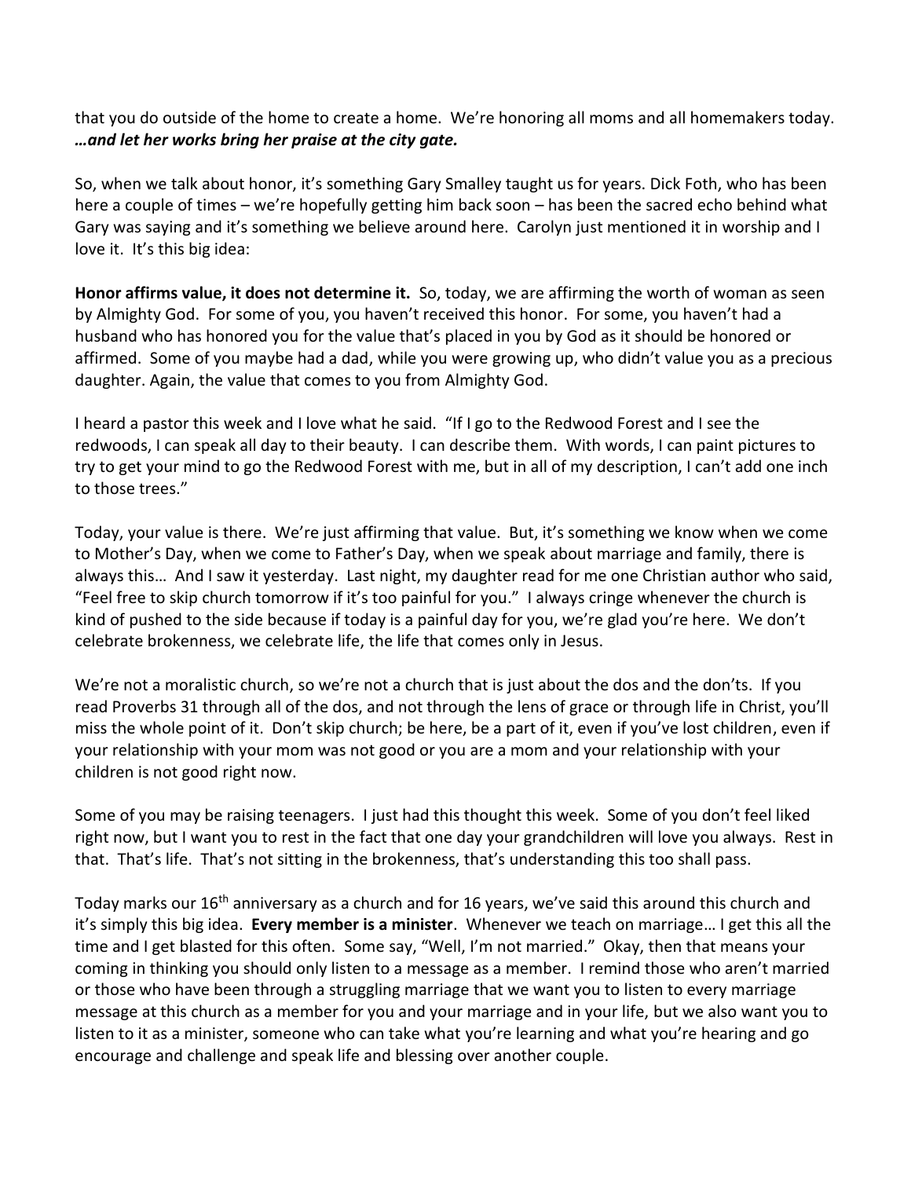that you do outside of the home to create a home. We're honoring all moms and all homemakers today. ***…and let her works bring her praise at the city gate.***

So, when we talk about honor, it's something Gary Smalley taught us for years. Dick Foth, who has been here a couple of times – we're hopefully getting him back soon – has been the sacred echo behind what Gary was saying and it's something we believe around here. Carolyn just mentioned it in worship and I love it. It's this big idea:

**Honor affirms value, it does not determine it.** So, today, we are affirming the worth of woman as seen by Almighty God. For some of you, you haven't received this honor. For some, you haven't had a husband who has honored you for the value that's placed in you by God as it should be honored or affirmed. Some of you maybe had a dad, while you were growing up, who didn't value you as a precious daughter. Again, the value that comes to you from Almighty God.

I heard a pastor this week and I love what he said. "If I go to the Redwood Forest and I see the redwoods, I can speak all day to their beauty. I can describe them. With words, I can paint pictures to try to get your mind to go the Redwood Forest with me, but in all of my description, I can't add one inch to those trees."

Today, your value is there. We're just affirming that value. But, it's something we know when we come to Mother's Day, when we come to Father's Day, when we speak about marriage and family, there is always this… And I saw it yesterday. Last night, my daughter read for me one Christian author who said, "Feel free to skip church tomorrow if it's too painful for you." I always cringe whenever the church is kind of pushed to the side because if today is a painful day for you, we're glad you're here. We don't celebrate brokenness, we celebrate life, the life that comes only in Jesus.

We're not a moralistic church, so we're not a church that is just about the dos and the don'ts. If you read Proverbs 31 through all of the dos, and not through the lens of grace or through life in Christ, you'll miss the whole point of it. Don't skip church; be here, be a part of it, even if you've lost children, even if your relationship with your mom was not good or you are a mom and your relationship with your children is not good right now.

Some of you may be raising teenagers. I just had this thought this week. Some of you don't feel liked right now, but I want you to rest in the fact that one day your grandchildren will love you always. Rest in that. That's life. That's not sitting in the brokenness, that's understanding this too shall pass.

Today marks our 16th anniversary as a church and for 16 years, we've said this around this church and it's simply this big idea. **Every member is a minister**. Whenever we teach on marriage… I get this all the time and I get blasted for this often. Some say, "Well, I'm not married." Okay, then that means your coming in thinking you should only listen to a message as a member. I remind those who aren't married or those who have been through a struggling marriage that we want you to listen to every marriage message at this church as a member for you and your marriage and in your life, but we also want you to listen to it as a minister, someone who can take what you're learning and what you're hearing and go encourage and challenge and speak life and blessing over another couple.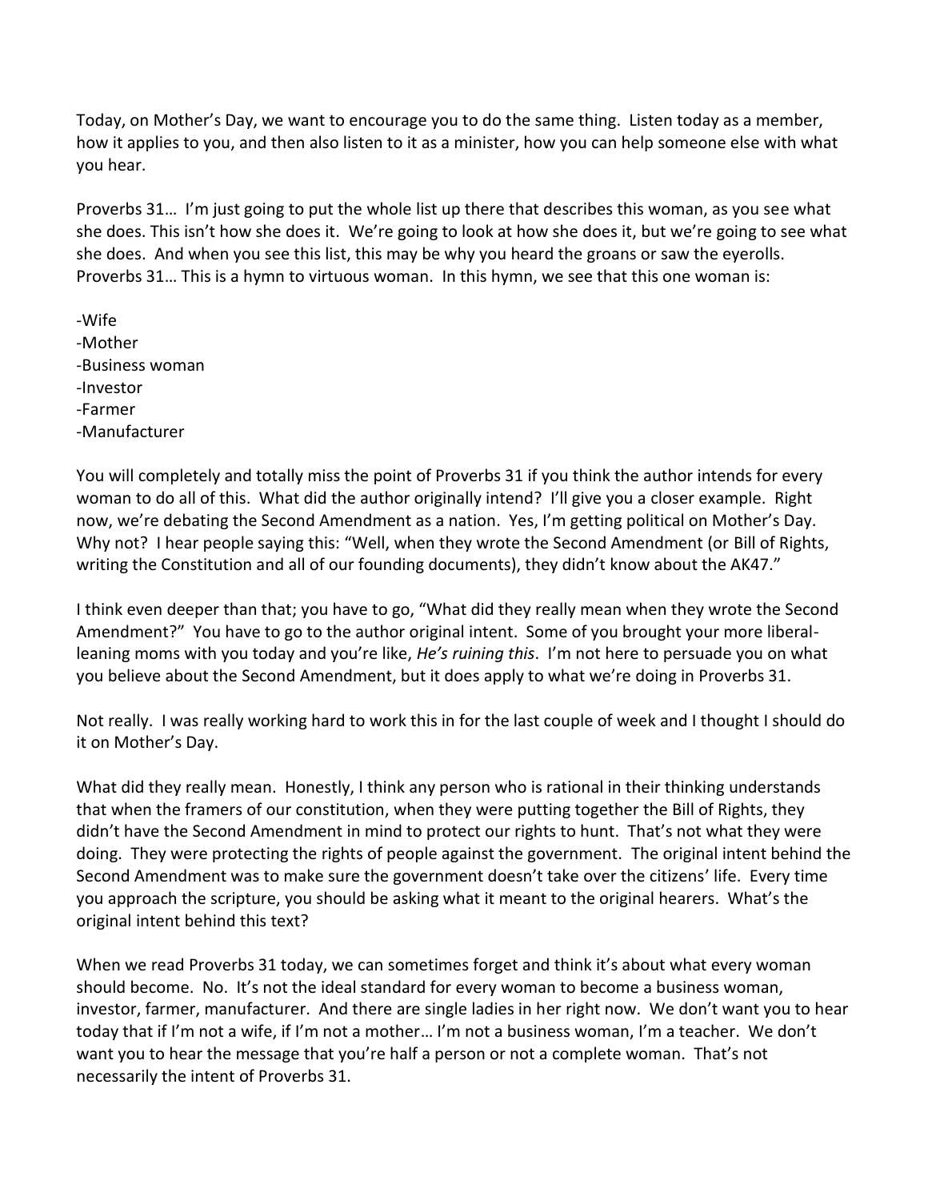Today, on Mother's Day, we want to encourage you to do the same thing. Listen today as a member, how it applies to you, and then also listen to it as a minister, how you can help someone else with what you hear.

Proverbs 31… I'm just going to put the whole list up there that describes this woman, as you see what she does. This isn't how she does it. We're going to look at how she does it, but we're going to see what she does. And when you see this list, this may be why you heard the groans or saw the eyerolls. Proverbs 31… This is a hymn to virtuous woman. In this hymn, we see that this one woman is:

-Wife
-Mother
-Business woman
-Investor
-Farmer
-Manufacturer

You will completely and totally miss the point of Proverbs 31 if you think the author intends for every woman to do all of this. What did the author originally intend? I'll give you a closer example. Right now, we're debating the Second Amendment as a nation. Yes, I'm getting political on Mother's Day. Why not? I hear people saying this: "Well, when they wrote the Second Amendment (or Bill of Rights, writing the Constitution and all of our founding documents), they didn't know about the AK47."

I think even deeper than that; you have to go, "What did they really mean when they wrote the Second Amendment?" You have to go to the author original intent. Some of you brought your more liberal-leaning moms with you today and you're like, *He's ruining this*. I'm not here to persuade you on what you believe about the Second Amendment, but it does apply to what we're doing in Proverbs 31.

Not really. I was really working hard to work this in for the last couple of week and I thought I should do it on Mother's Day.

What did they really mean. Honestly, I think any person who is rational in their thinking understands that when the framers of our constitution, when they were putting together the Bill of Rights, they didn't have the Second Amendment in mind to protect our rights to hunt. That's not what they were doing. They were protecting the rights of people against the government. The original intent behind the Second Amendment was to make sure the government doesn't take over the citizens' life. Every time you approach the scripture, you should be asking what it meant to the original hearers. What's the original intent behind this text?

When we read Proverbs 31 today, we can sometimes forget and think it's about what every woman should become. No. It's not the ideal standard for every woman to become a business woman, investor, farmer, manufacturer. And there are single ladies in her right now. We don't want you to hear today that if I'm not a wife, if I'm not a mother… I'm not a business woman, I'm a teacher. We don't want you to hear the message that you're half a person or not a complete woman. That's not necessarily the intent of Proverbs 31.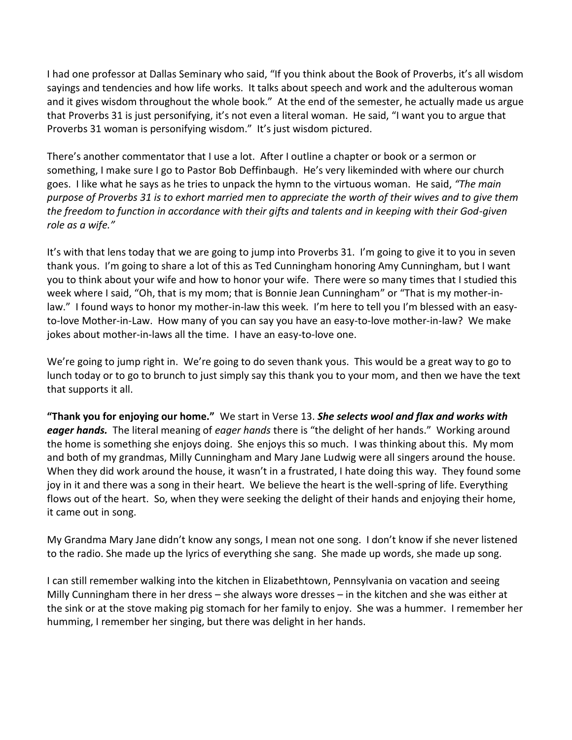I had one professor at Dallas Seminary who said, "If you think about the Book of Proverbs, it's all wisdom sayings and tendencies and how life works. It talks about speech and work and the adulterous woman and it gives wisdom throughout the whole book." At the end of the semester, he actually made us argue that Proverbs 31 is just personifying, it's not even a literal woman. He said, "I want you to argue that Proverbs 31 woman is personifying wisdom." It's just wisdom pictured.

There's another commentator that I use a lot. After I outline a chapter or book or a sermon or something, I make sure I go to Pastor Bob Deffinbaugh. He's very likeminded with where our church goes. I like what he says as he tries to unpack the hymn to the virtuous woman. He said, *"The main purpose of Proverbs 31 is to exhort married men to appreciate the worth of their wives and to give them the freedom to function in accordance with their gifts and talents and in keeping with their God-given role as a wife."*

It's with that lens today that we are going to jump into Proverbs 31. I'm going to give it to you in seven thank yous. I'm going to share a lot of this as Ted Cunningham honoring Amy Cunningham, but I want you to think about your wife and how to honor your wife. There were so many times that I studied this week where I said, "Oh, that is my mom; that is Bonnie Jean Cunningham" or "That is my mother-in-law." I found ways to honor my mother-in-law this week. I'm here to tell you I'm blessed with an easy-to-love Mother-in-Law. How many of you can say you have an easy-to-love mother-in-law? We make jokes about mother-in-laws all the time. I have an easy-to-love one.

We're going to jump right in. We're going to do seven thank yous. This would be a great way to go to lunch today or to go to brunch to just simply say this thank you to your mom, and then we have the text that supports it all.

**"Thank you for enjoying our home."** We start in Verse 13. ***She selects wool and flax and works with eager hands.*** The literal meaning of *eager hands* there is "the delight of her hands." Working around the home is something she enjoys doing. She enjoys this so much. I was thinking about this. My mom and both of my grandmas, Milly Cunningham and Mary Jane Ludwig were all singers around the house. When they did work around the house, it wasn't in a frustrated, I hate doing this way. They found some joy in it and there was a song in their heart. We believe the heart is the well-spring of life. Everything flows out of the heart. So, when they were seeking the delight of their hands and enjoying their home, it came out in song.

My Grandma Mary Jane didn't know any songs, I mean not one song. I don't know if she never listened to the radio. She made up the lyrics of everything she sang. She made up words, she made up song.

I can still remember walking into the kitchen in Elizabethtown, Pennsylvania on vacation and seeing Milly Cunningham there in her dress – she always wore dresses – in the kitchen and she was either at the sink or at the stove making pig stomach for her family to enjoy. She was a hummer. I remember her humming, I remember her singing, but there was delight in her hands.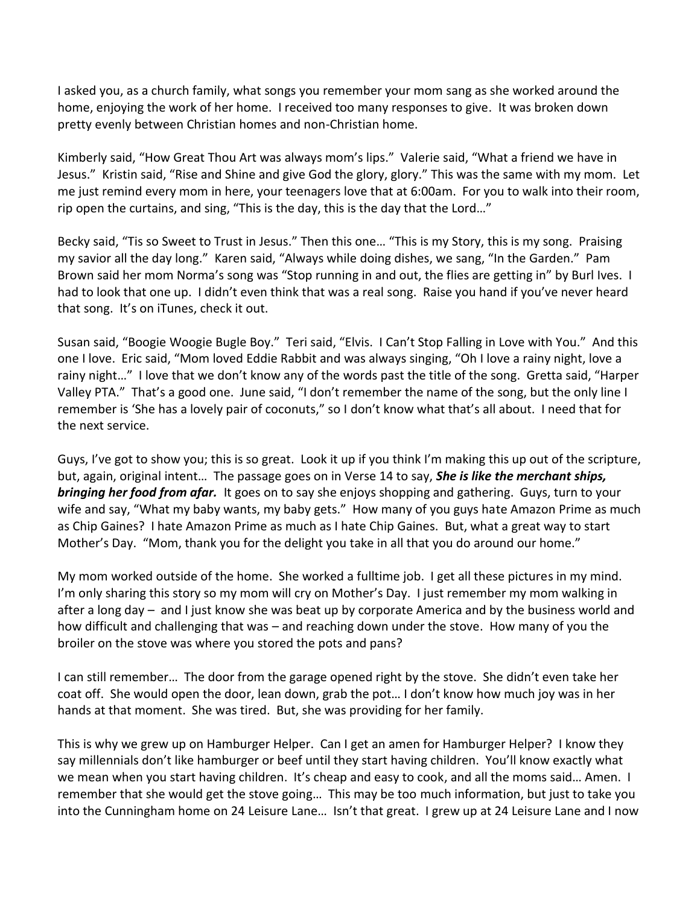I asked you, as a church family, what songs you remember your mom sang as she worked around the home, enjoying the work of her home. I received too many responses to give. It was broken down pretty evenly between Christian homes and non-Christian home.

Kimberly said, "How Great Thou Art was always mom's lips." Valerie said, "What a friend we have in Jesus." Kristin said, "Rise and Shine and give God the glory, glory." This was the same with my mom. Let me just remind every mom in here, your teenagers love that at 6:00am. For you to walk into their room, rip open the curtains, and sing, "This is the day, this is the day that the Lord…"

Becky said, "Tis so Sweet to Trust in Jesus." Then this one… "This is my Story, this is my song. Praising my savior all the day long." Karen said, "Always while doing dishes, we sang, "In the Garden." Pam Brown said her mom Norma's song was "Stop running in and out, the flies are getting in" by Burl Ives. I had to look that one up. I didn't even think that was a real song. Raise you hand if you've never heard that song. It's on iTunes, check it out.

Susan said, "Boogie Woogie Bugle Boy." Teri said, "Elvis. I Can't Stop Falling in Love with You." And this one I love. Eric said, "Mom loved Eddie Rabbit and was always singing, "Oh I love a rainy night, love a rainy night…" I love that we don't know any of the words past the title of the song. Gretta said, "Harper Valley PTA." That's a good one. June said, "I don't remember the name of the song, but the only line I remember is 'She has a lovely pair of coconuts," so I don't know what that's all about. I need that for the next service.

Guys, I've got to show you; this is so great. Look it up if you think I'm making this up out of the scripture, but, again, original intent… The passage goes on in Verse 14 to say, ***She is like the merchant ships, bringing her food from afar.*** It goes on to say she enjoys shopping and gathering. Guys, turn to your wife and say, "What my baby wants, my baby gets." How many of you guys hate Amazon Prime as much as Chip Gaines? I hate Amazon Prime as much as I hate Chip Gaines. But, what a great way to start Mother's Day. "Mom, thank you for the delight you take in all that you do around our home."

My mom worked outside of the home. She worked a fulltime job. I get all these pictures in my mind. I'm only sharing this story so my mom will cry on Mother's Day. I just remember my mom walking in after a long day – and I just know she was beat up by corporate America and by the business world and how difficult and challenging that was – and reaching down under the stove. How many of you the broiler on the stove was where you stored the pots and pans?

I can still remember… The door from the garage opened right by the stove. She didn't even take her coat off. She would open the door, lean down, grab the pot… I don't know how much joy was in her hands at that moment. She was tired. But, she was providing for her family.

This is why we grew up on Hamburger Helper. Can I get an amen for Hamburger Helper? I know they say millennials don't like hamburger or beef until they start having children. You'll know exactly what we mean when you start having children. It's cheap and easy to cook, and all the moms said… Amen. I remember that she would get the stove going… This may be too much information, but just to take you into the Cunningham home on 24 Leisure Lane… Isn't that great. I grew up at 24 Leisure Lane and I now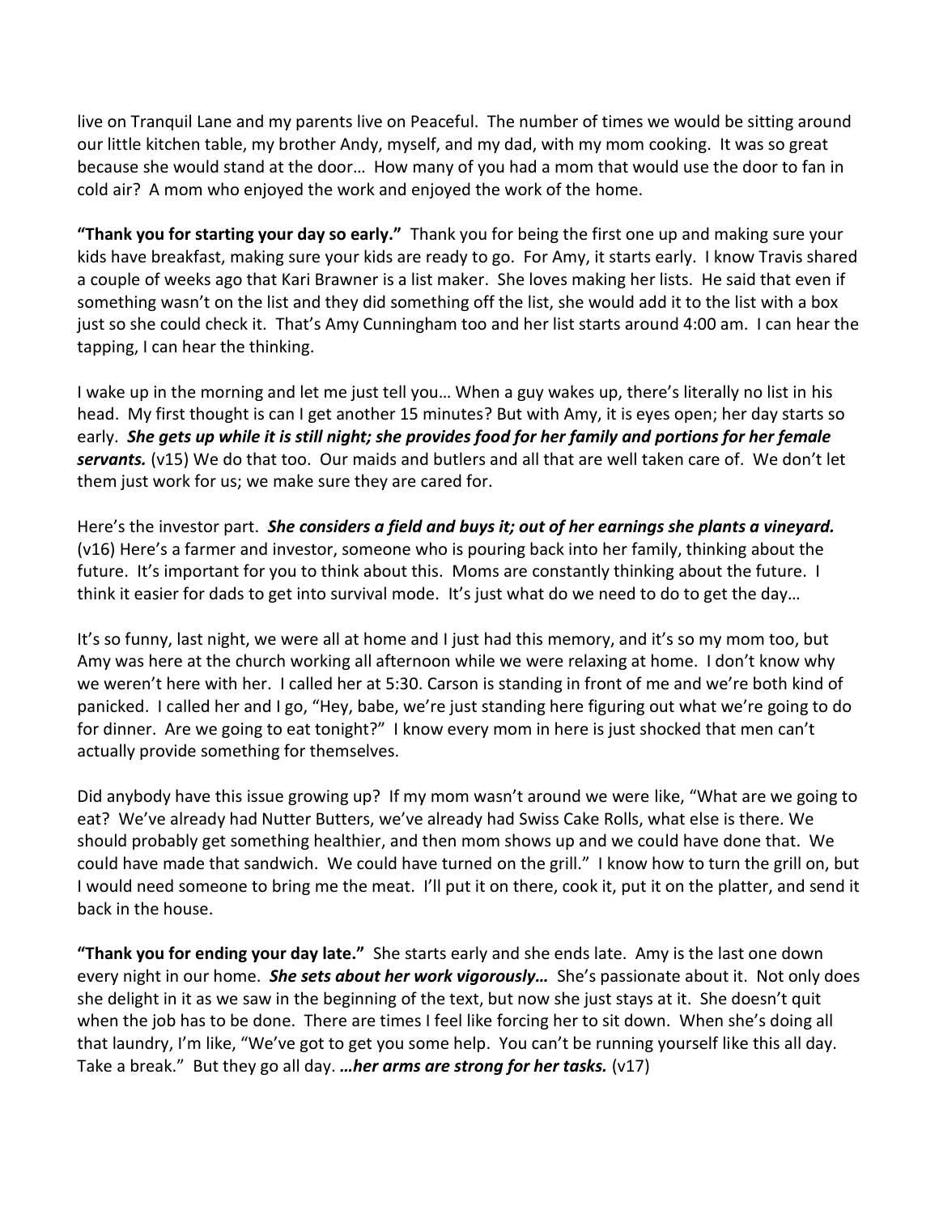live on Tranquil Lane and my parents live on Peaceful. The number of times we would be sitting around our little kitchen table, my brother Andy, myself, and my dad, with my mom cooking. It was so great because she would stand at the door… How many of you had a mom that would use the door to fan in cold air? A mom who enjoyed the work and enjoyed the work of the home.

**"Thank you for starting your day so early."** Thank you for being the first one up and making sure your kids have breakfast, making sure your kids are ready to go. For Amy, it starts early. I know Travis shared a couple of weeks ago that Kari Brawner is a list maker. She loves making her lists. He said that even if something wasn't on the list and they did something off the list, she would add it to the list with a box just so she could check it. That's Amy Cunningham too and her list starts around 4:00 am. I can hear the tapping, I can hear the thinking.

I wake up in the morning and let me just tell you… When a guy wakes up, there's literally no list in his head. My first thought is can I get another 15 minutes? But with Amy, it is eyes open; her day starts so early. ***She gets up while it is still night; she provides food for her family and portions for her female servants.*** (v15) We do that too. Our maids and butlers and all that are well taken care of. We don't let them just work for us; we make sure they are cared for.

Here's the investor part. ***She considers a field and buys it; out of her earnings she plants a vineyard.*** (v16) Here's a farmer and investor, someone who is pouring back into her family, thinking about the future. It's important for you to think about this. Moms are constantly thinking about the future. I think it easier for dads to get into survival mode. It's just what do we need to do to get the day…

It's so funny, last night, we were all at home and I just had this memory, and it's so my mom too, but Amy was here at the church working all afternoon while we were relaxing at home. I don't know why we weren't here with her. I called her at 5:30. Carson is standing in front of me and we're both kind of panicked. I called her and I go, "Hey, babe, we're just standing here figuring out what we're going to do for dinner. Are we going to eat tonight?" I know every mom in here is just shocked that men can't actually provide something for themselves.

Did anybody have this issue growing up? If my mom wasn't around we were like, "What are we going to eat? We've already had Nutter Butters, we've already had Swiss Cake Rolls, what else is there. We should probably get something healthier, and then mom shows up and we could have done that. We could have made that sandwich. We could have turned on the grill." I know how to turn the grill on, but I would need someone to bring me the meat. I'll put it on there, cook it, put it on the platter, and send it back in the house.

**"Thank you for ending your day late."** She starts early and she ends late. Amy is the last one down every night in our home. ***She sets about her work vigorously…*** She's passionate about it. Not only does she delight in it as we saw in the beginning of the text, but now she just stays at it. She doesn't quit when the job has to be done. There are times I feel like forcing her to sit down. When she's doing all that laundry, I'm like, "We've got to get you some help. You can't be running yourself like this all day. Take a break." But they go all day. ***…her arms are strong for her tasks.*** (v17)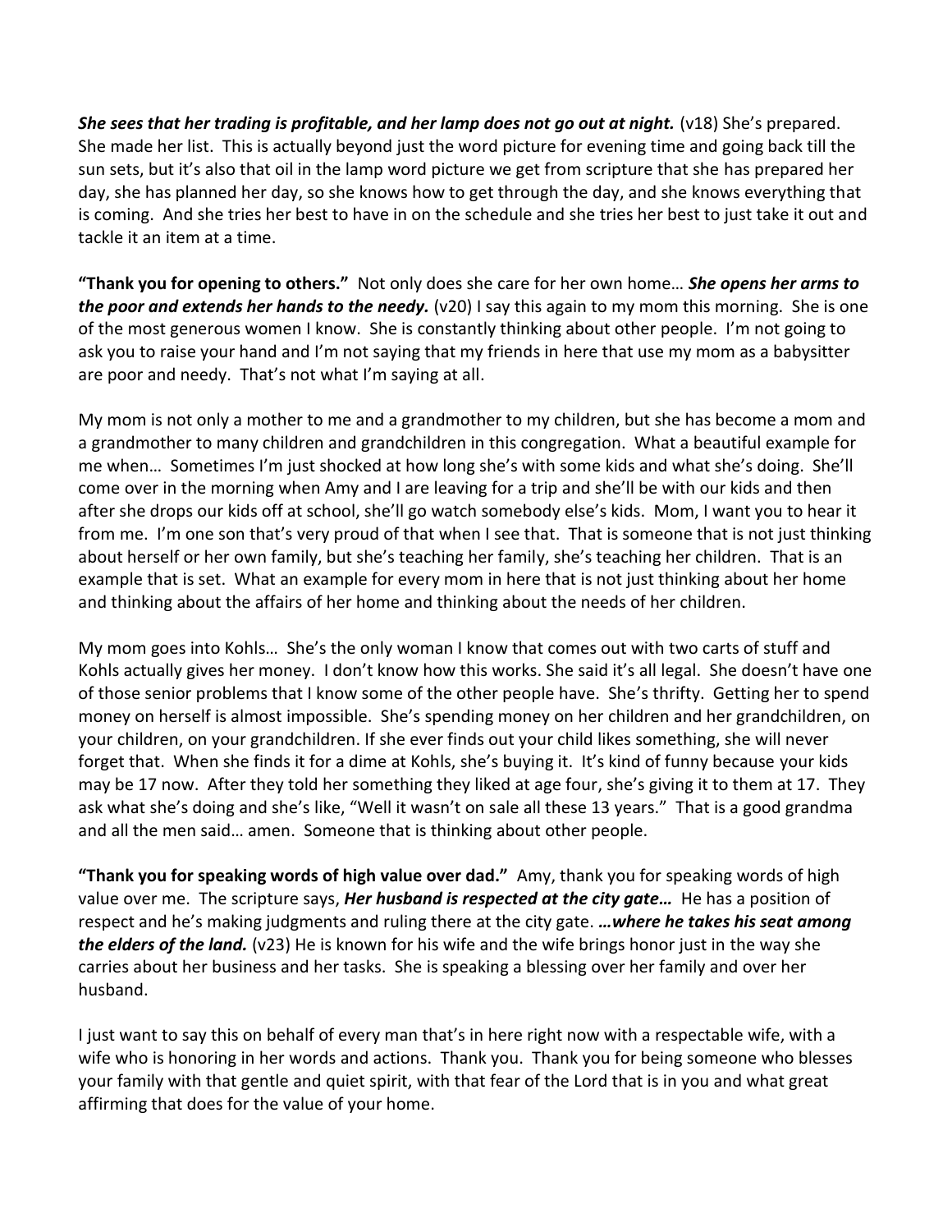***She sees that her trading is profitable, and her lamp does not go out at night.*** (v18) She's prepared. She made her list. This is actually beyond just the word picture for evening time and going back till the sun sets, but it's also that oil in the lamp word picture we get from scripture that she has prepared her day, she has planned her day, so she knows how to get through the day, and she knows everything that is coming. And she tries her best to have in on the schedule and she tries her best to just take it out and tackle it an item at a time.

**"Thank you for opening to others."** Not only does she care for her own home… ***She opens her arms to the poor and extends her hands to the needy.*** (v20) I say this again to my mom this morning. She is one of the most generous women I know. She is constantly thinking about other people. I'm not going to ask you to raise your hand and I'm not saying that my friends in here that use my mom as a babysitter are poor and needy. That's not what I'm saying at all.

My mom is not only a mother to me and a grandmother to my children, but she has become a mom and a grandmother to many children and grandchildren in this congregation. What a beautiful example for me when… Sometimes I'm just shocked at how long she's with some kids and what she's doing. She'll come over in the morning when Amy and I are leaving for a trip and she'll be with our kids and then after she drops our kids off at school, she'll go watch somebody else's kids. Mom, I want you to hear it from me. I'm one son that's very proud of that when I see that. That is someone that is not just thinking about herself or her own family, but she's teaching her family, she's teaching her children. That is an example that is set. What an example for every mom in here that is not just thinking about her home and thinking about the affairs of her home and thinking about the needs of her children.

My mom goes into Kohls… She's the only woman I know that comes out with two carts of stuff and Kohls actually gives her money. I don't know how this works. She said it's all legal. She doesn't have one of those senior problems that I know some of the other people have. She's thrifty. Getting her to spend money on herself is almost impossible. She's spending money on her children and her grandchildren, on your children, on your grandchildren. If she ever finds out your child likes something, she will never forget that. When she finds it for a dime at Kohls, she's buying it. It's kind of funny because your kids may be 17 now. After they told her something they liked at age four, she's giving it to them at 17. They ask what she's doing and she's like, "Well it wasn't on sale all these 13 years." That is a good grandma and all the men said… amen. Someone that is thinking about other people.

**"Thank you for speaking words of high value over dad."** Amy, thank you for speaking words of high value over me. The scripture says, ***Her husband is respected at the city gate…*** He has a position of respect and he's making judgments and ruling there at the city gate. ***…where he takes his seat among the elders of the land.*** (v23) He is known for his wife and the wife brings honor just in the way she carries about her business and her tasks. She is speaking a blessing over her family and over her husband.

I just want to say this on behalf of every man that's in here right now with a respectable wife, with a wife who is honoring in her words and actions. Thank you. Thank you for being someone who blesses your family with that gentle and quiet spirit, with that fear of the Lord that is in you and what great affirming that does for the value of your home.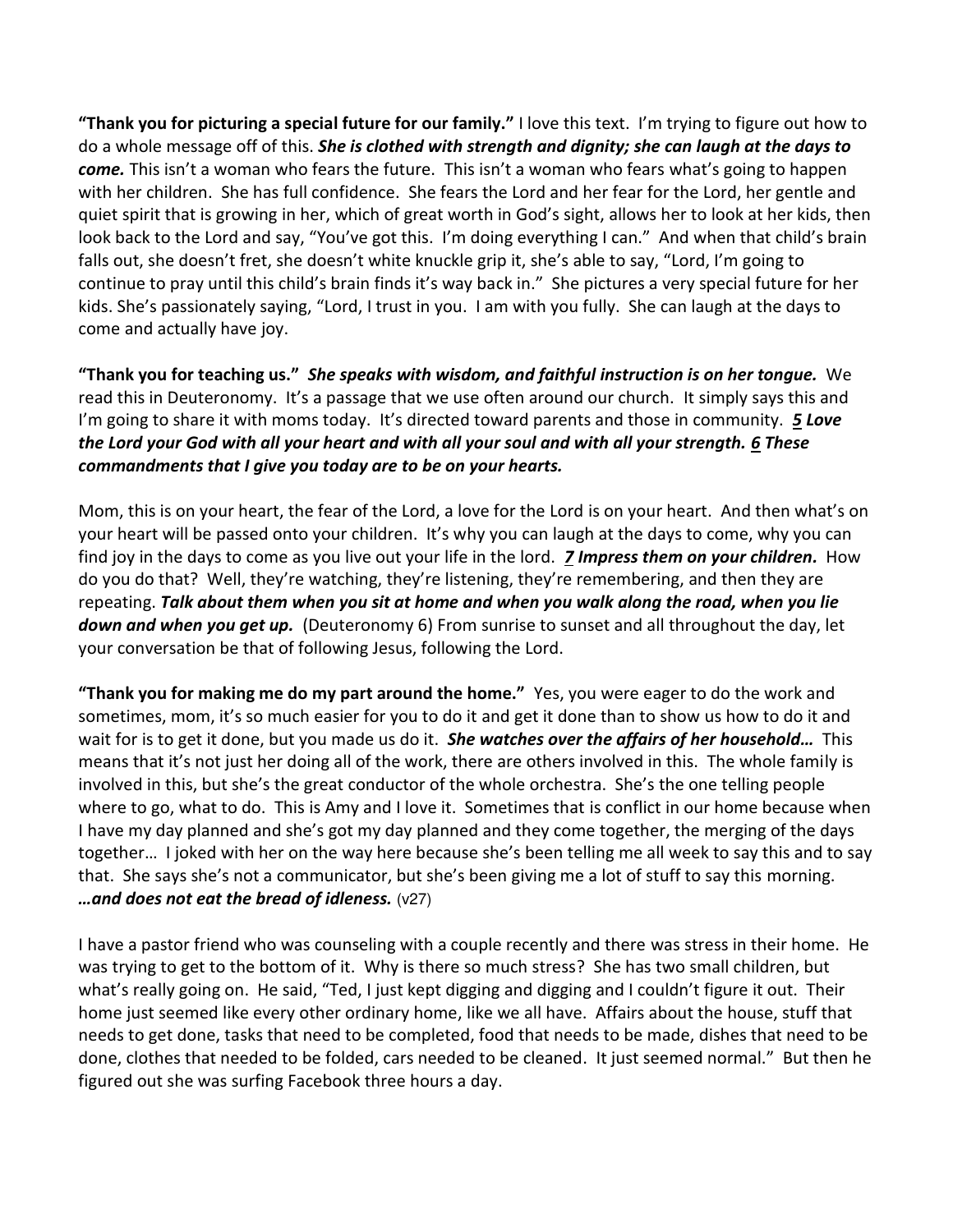**"Thank you for picturing a special future for our family."** I love this text. I'm trying to figure out how to do a whole message off of this. ***She is clothed with strength and dignity; she can laugh at the days to come.*** This isn't a woman who fears the future. This isn't a woman who fears what's going to happen with her children. She has full confidence. She fears the Lord and her fear for the Lord, her gentle and quiet spirit that is growing in her, which of great worth in God's sight, allows her to look at her kids, then look back to the Lord and say, "You've got this. I'm doing everything I can." And when that child's brain falls out, she doesn't fret, she doesn't white knuckle grip it, she's able to say, "Lord, I'm going to continue to pray until this child's brain finds it's way back in." She pictures a very special future for her kids. She's passionately saying, "Lord, I trust in you. I am with you fully. She can laugh at the days to come and actually have joy.

**"Thank you for teaching us."** ***She speaks with wisdom, and faithful instruction is on her tongue.*** We read this in Deuteronomy. It's a passage that we use often around our church. It simply says this and I'm going to share it with moms today. It's directed toward parents and those in community. ***5 Love the Lord your God with all your heart and with all your soul and with all your strength. 6 These commandments that I give you today are to be on your hearts.***

Mom, this is on your heart, the fear of the Lord, a love for the Lord is on your heart. And then what's on your heart will be passed onto your children. It's why you can laugh at the days to come, why you can find joy in the days to come as you live out your life in the lord. ***7 Impress them on your children.*** How do you do that? Well, they're watching, they're listening, they're remembering, and then they are repeating. ***Talk about them when you sit at home and when you walk along the road, when you lie down and when you get up.*** (Deuteronomy 6) From sunrise to sunset and all throughout the day, let your conversation be that of following Jesus, following the Lord.

**"Thank you for making me do my part around the home."** Yes, you were eager to do the work and sometimes, mom, it's so much easier for you to do it and get it done than to show us how to do it and wait for is to get it done, but you made us do it. ***She watches over the affairs of her household…*** This means that it's not just her doing all of the work, there are others involved in this. The whole family is involved in this, but she's the great conductor of the whole orchestra. She's the one telling people where to go, what to do. This is Amy and I love it. Sometimes that is conflict in our home because when I have my day planned and she's got my day planned and they come together, the merging of the days together… I joked with her on the way here because she's been telling me all week to say this and to say that. She says she's not a communicator, but she's been giving me a lot of stuff to say this morning. ***…and does not eat the bread of idleness.*** (v27)

I have a pastor friend who was counseling with a couple recently and there was stress in their home. He was trying to get to the bottom of it. Why is there so much stress? She has two small children, but what's really going on. He said, "Ted, I just kept digging and digging and I couldn't figure it out. Their home just seemed like every other ordinary home, like we all have. Affairs about the house, stuff that needs to get done, tasks that need to be completed, food that needs to be made, dishes that need to be done, clothes that needed to be folded, cars needed to be cleaned. It just seemed normal." But then he figured out she was surfing Facebook three hours a day.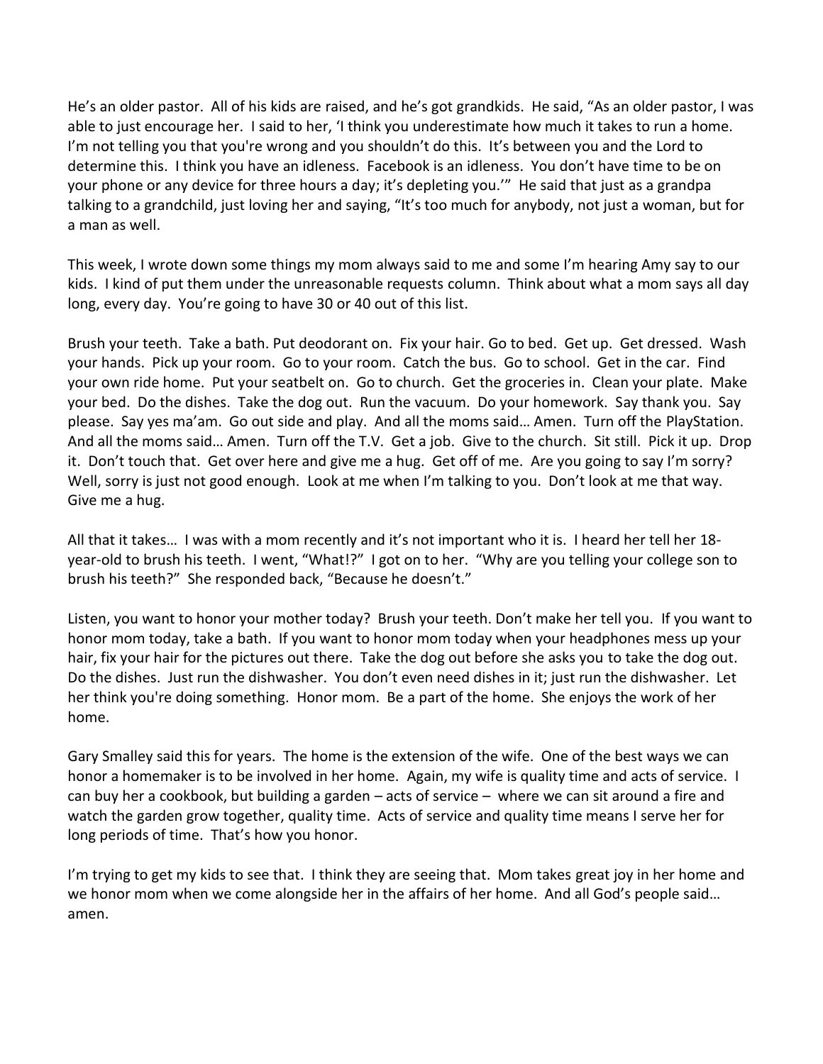He's an older pastor. All of his kids are raised, and he's got grandkids. He said, "As an older pastor, I was able to just encourage her. I said to her, 'I think you underestimate how much it takes to run a home. I'm not telling you that you're wrong and you shouldn't do this. It's between you and the Lord to determine this. I think you have an idleness. Facebook is an idleness. You don't have time to be on your phone or any device for three hours a day; it's depleting you.'" He said that just as a grandpa talking to a grandchild, just loving her and saying, "It's too much for anybody, not just a woman, but for a man as well.

This week, I wrote down some things my mom always said to me and some I'm hearing Amy say to our kids. I kind of put them under the unreasonable requests column. Think about what a mom says all day long, every day. You're going to have 30 or 40 out of this list.

Brush your teeth. Take a bath. Put deodorant on. Fix your hair. Go to bed. Get up. Get dressed. Wash your hands. Pick up your room. Go to your room. Catch the bus. Go to school. Get in the car. Find your own ride home. Put your seatbelt on. Go to church. Get the groceries in. Clean your plate. Make your bed. Do the dishes. Take the dog out. Run the vacuum. Do your homework. Say thank you. Say please. Say yes ma'am. Go out side and play. And all the moms said… Amen. Turn off the PlayStation. And all the moms said… Amen. Turn off the T.V. Get a job. Give to the church. Sit still. Pick it up. Drop it. Don't touch that. Get over here and give me a hug. Get off of me. Are you going to say I'm sorry? Well, sorry is just not good enough. Look at me when I'm talking to you. Don't look at me that way. Give me a hug.

All that it takes… I was with a mom recently and it's not important who it is. I heard her tell her 18-year-old to brush his teeth. I went, "What!?" I got on to her. "Why are you telling your college son to brush his teeth?" She responded back, "Because he doesn't."

Listen, you want to honor your mother today? Brush your teeth. Don't make her tell you. If you want to honor mom today, take a bath. If you want to honor mom today when your headphones mess up your hair, fix your hair for the pictures out there. Take the dog out before she asks you to take the dog out. Do the dishes. Just run the dishwasher. You don't even need dishes in it; just run the dishwasher. Let her think you're doing something. Honor mom. Be a part of the home. She enjoys the work of her home.

Gary Smalley said this for years. The home is the extension of the wife. One of the best ways we can honor a homemaker is to be involved in her home. Again, my wife is quality time and acts of service. I can buy her a cookbook, but building a garden – acts of service – where we can sit around a fire and watch the garden grow together, quality time. Acts of service and quality time means I serve her for long periods of time. That's how you honor.

I'm trying to get my kids to see that. I think they are seeing that. Mom takes great joy in her home and we honor mom when we come alongside her in the affairs of her home. And all God's people said… amen.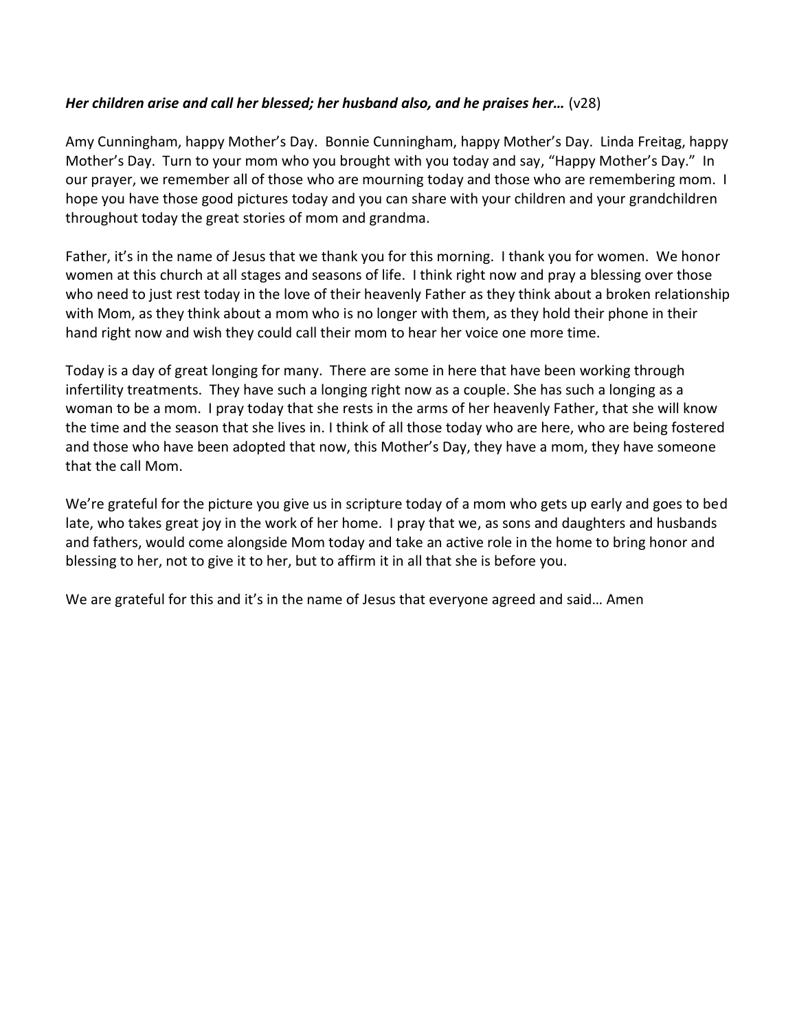***Her children arise and call her blessed; her husband also, and he praises her…*** (v28)

Amy Cunningham, happy Mother's Day. Bonnie Cunningham, happy Mother's Day. Linda Freitag, happy Mother's Day. Turn to your mom who you brought with you today and say, "Happy Mother's Day." In our prayer, we remember all of those who are mourning today and those who are remembering mom. I hope you have those good pictures today and you can share with your children and your grandchildren throughout today the great stories of mom and grandma.

Father, it's in the name of Jesus that we thank you for this morning. I thank you for women. We honor women at this church at all stages and seasons of life. I think right now and pray a blessing over those who need to just rest today in the love of their heavenly Father as they think about a broken relationship with Mom, as they think about a mom who is no longer with them, as they hold their phone in their hand right now and wish they could call their mom to hear her voice one more time.

Today is a day of great longing for many. There are some in here that have been working through infertility treatments. They have such a longing right now as a couple. She has such a longing as a woman to be a mom. I pray today that she rests in the arms of her heavenly Father, that she will know the time and the season that she lives in. I think of all those today who are here, who are being fostered and those who have been adopted that now, this Mother's Day, they have a mom, they have someone that the call Mom.

We're grateful for the picture you give us in scripture today of a mom who gets up early and goes to bed late, who takes great joy in the work of her home. I pray that we, as sons and daughters and husbands and fathers, would come alongside Mom today and take an active role in the home to bring honor and blessing to her, not to give it to her, but to affirm it in all that she is before you.

We are grateful for this and it's in the name of Jesus that everyone agreed and said… Amen